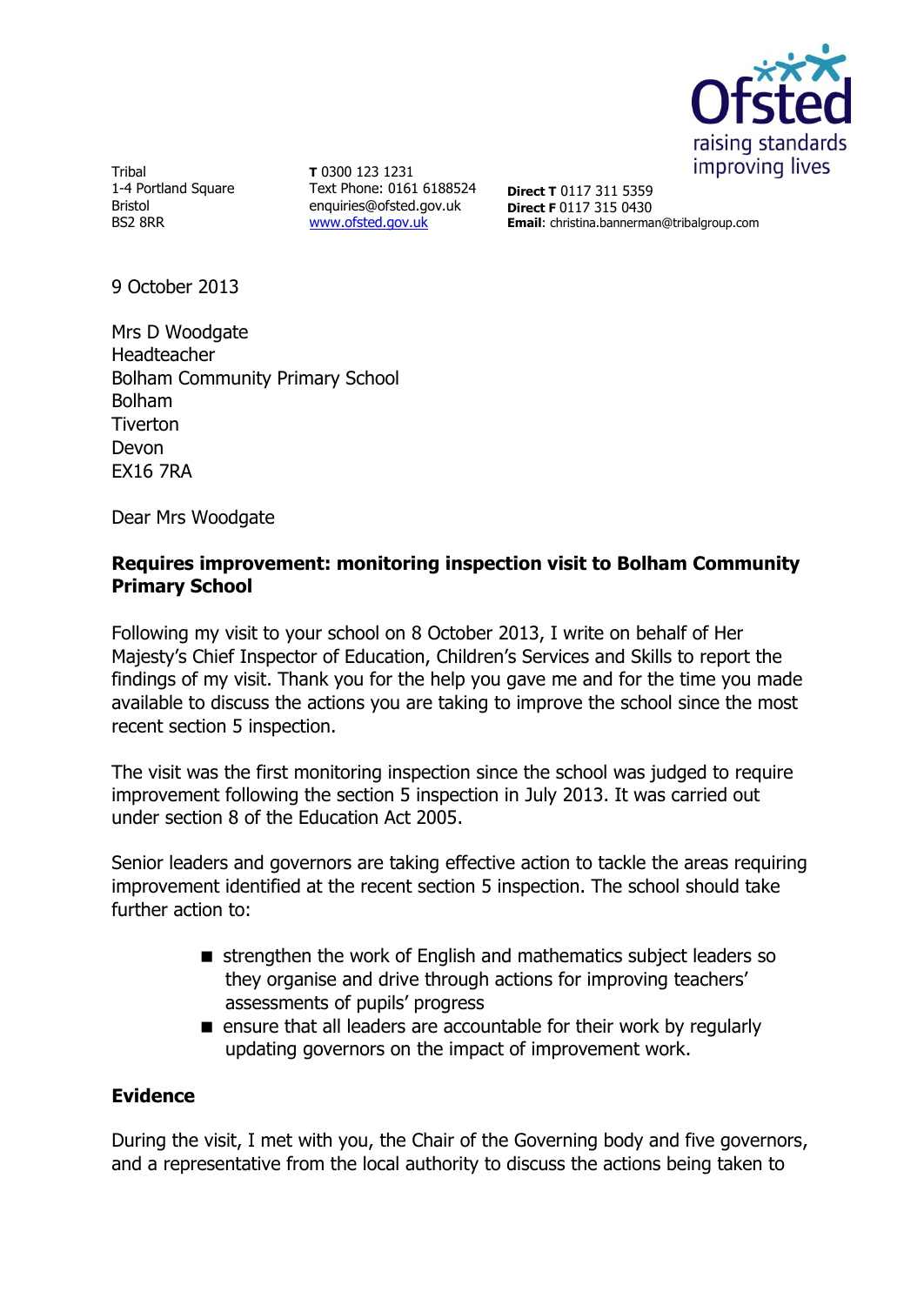Ofsted
raising standards
improving lives

Tribal
1-4 Portland Square
Bristol
BS2 8RR

**T** 0300 123 1231
Text Phone: 0161 6188524
enquiries@ofsted.gov.uk
www.ofsted.gov.uk

**Direct T** 0117 311 5359
**Direct F** 0117 315 0430
**Email**: christina.bannerman@tribalgroup.com

9 October 2013

Mrs D Woodgate
Headteacher
Bolham Community Primary School
Bolham
Tiverton
Devon
EX16 7RA

Dear Mrs Woodgate

**Requires improvement: monitoring inspection visit to Bolham Community Primary School**

Following my visit to your school on 8 October 2013, I write on behalf of Her Majesty's Chief Inspector of Education, Children's Services and Skills to report the findings of my visit. Thank you for the help you gave me and for the time you made available to discuss the actions you are taking to improve the school since the most recent section 5 inspection.

The visit was the first monitoring inspection since the school was judged to require improvement following the section 5 inspection in July 2013. It was carried out under section 8 of the Education Act 2005.

Senior leaders and governors are taking effective action to tackle the areas requiring improvement identified at the recent section 5 inspection. The school should take further action to:

- strengthen the work of English and mathematics subject leaders so they organise and drive through actions for improving teachers' assessments of pupils' progress
- ensure that all leaders are accountable for their work by regularly updating governors on the impact of improvement work.

## Evidence

During the visit, I met with you, the Chair of the Governing body and five governors, and a representative from the local authority to discuss the actions being taken to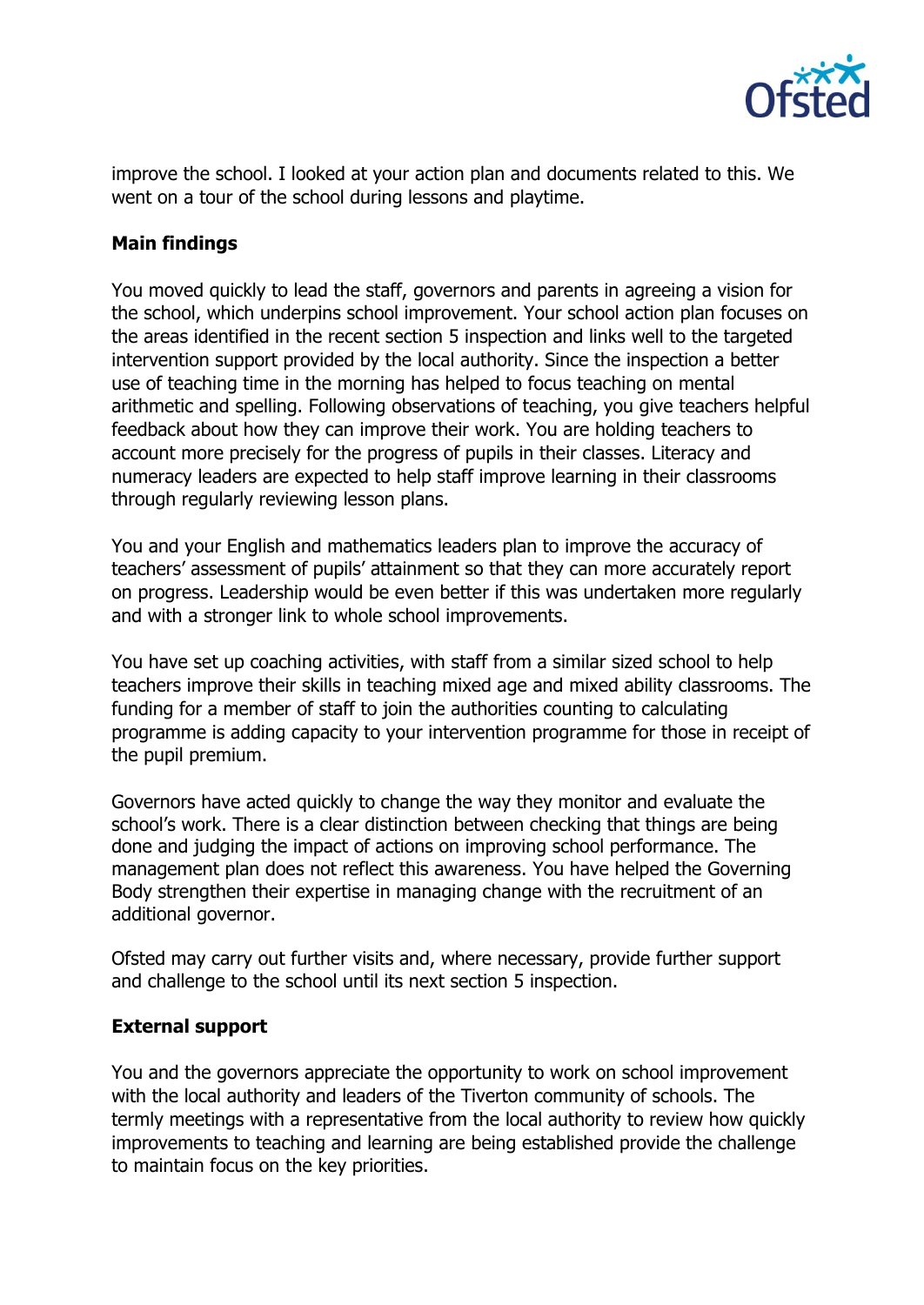improve the school. I looked at your action plan and documents related to this. We went on a tour of the school during lessons and playtime.

**Main findings**

You moved quickly to lead the staff, governors and parents in agreeing a vision for the school, which underpins school improvement. Your school action plan focuses on the areas identified in the recent section 5 inspection and links well to the targeted intervention support provided by the local authority. Since the inspection a better use of teaching time in the morning has helped to focus teaching on mental arithmetic and spelling. Following observations of teaching, you give teachers helpful feedback about how they can improve their work. You are holding teachers to account more precisely for the progress of pupils in their classes. Literacy and numeracy leaders are expected to help staff improve learning in their classrooms through regularly reviewing lesson plans.

You and your English and mathematics leaders plan to improve the accuracy of teachers' assessment of pupils' attainment so that they can more accurately report on progress. Leadership would be even better if this was undertaken more regularly and with a stronger link to whole school improvements.

You have set up coaching activities, with staff from a similar sized school to help teachers improve their skills in teaching mixed age and mixed ability classrooms. The funding for a member of staff to join the authorities counting to calculating programme is adding capacity to your intervention programme for those in receipt of the pupil premium.

Governors have acted quickly to change the way they monitor and evaluate the school's work. There is a clear distinction between checking that things are being done and judging the impact of actions on improving school performance. The management plan does not reflect this awareness. You have helped the Governing Body strengthen their expertise in managing change with the recruitment of an additional governor.

Ofsted may carry out further visits and, where necessary, provide further support and challenge to the school until its next section 5 inspection.

**External support**

You and the governors appreciate the opportunity to work on school improvement with the local authority and leaders of the Tiverton community of schools. The termly meetings with a representative from the local authority to review how quickly improvements to teaching and learning are being established provide the challenge to maintain focus on the key priorities.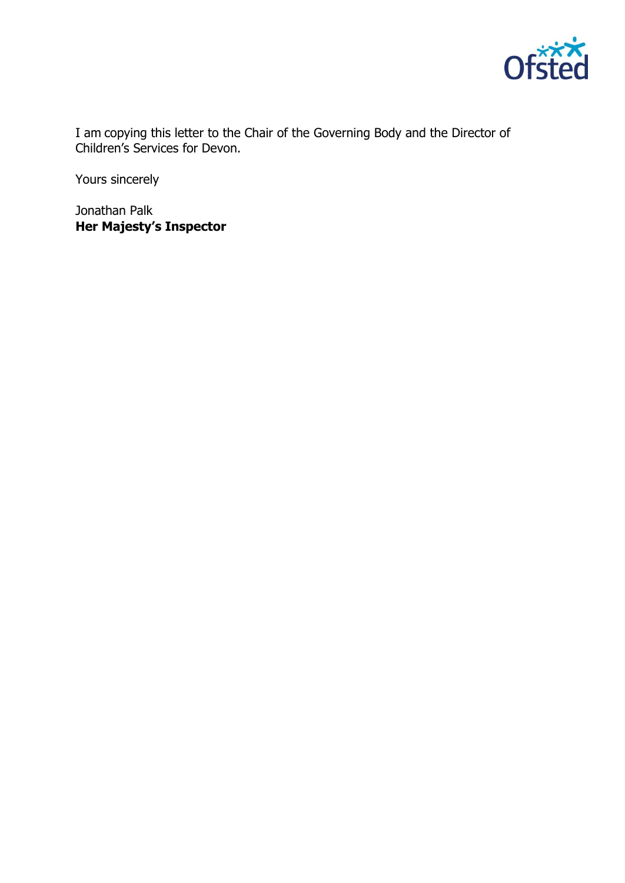I am copying this letter to the Chair of the Governing Body and the Director of Children's Services for Devon.

Yours sincerely

Jonathan Palk
**Her Majesty's Inspector**